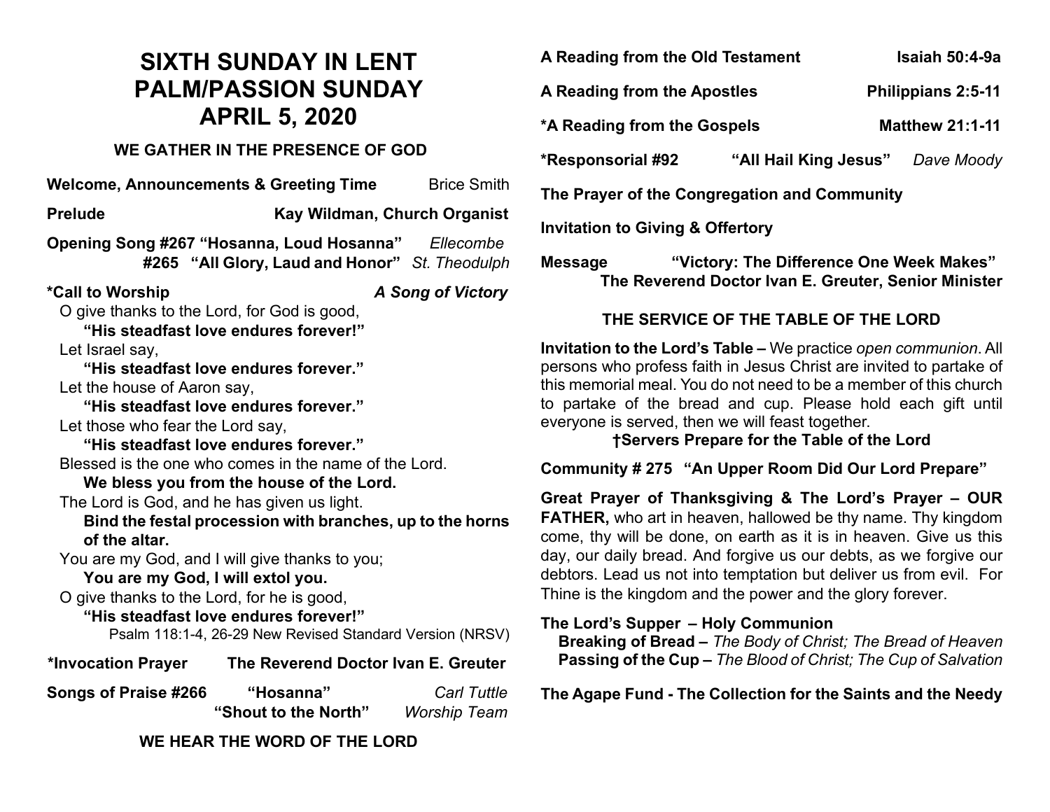# SIXTH SUNDAY IN LENT
# PALM/PASSION SUNDAY
# APRIL 5, 2020

### WE GATHER IN THE PRESENCE OF GOD

**Welcome, Announcements & Greeting Time** Brice Smith

**Prelude** **Kay Wildman, Church Organist**

**Opening Song #267 "Hosanna, Loud Hosanna"** *Ellecombe*
**#265 "All Glory, Laud and Honor"** *St. Theodulph*

**\*Call to Worship** ***A Song of Victory***

O give thanks to the Lord, for God is good,
**"His steadfast love endures forever!"**
Let Israel say,
**"His steadfast love endures forever."**
Let the house of Aaron say,
**"His steadfast love endures forever."**
Let those who fear the Lord say,
**"His steadfast love endures forever."**
Blessed is the one who comes in the name of the Lord.
**We bless you from the house of the Lord.**
The Lord is God, and he has given us light.
**Bind the festal procession with branches, up to the horns of the altar.**
You are my God, and I will give thanks to you;
**You are my God, I will extol you.**
O give thanks to the Lord, for he is good,
**"His steadfast love endures forever!"**
Psalm 118:1-4, 26-29 New Revised Standard Version (NRSV)

**\*Invocation Prayer** **The Reverend Doctor Ivan E. Greuter**

**Songs of Praise #266** **"Hosanna"** *Carl Tuttle*
**"Shout to the North"** *Worship Team*

### WE HEAR THE WORD OF THE LORD

**A Reading from the Old Testament** **Isaiah 50:4-9a**

**A Reading from the Apostles** **Philippians 2:5-11**

**\*A Reading from the Gospels** **Matthew 21:1-11**

**\*Responsorial #92** **"All Hail King Jesus"** *Dave Moody*

**The Prayer of the Congregation and Community**

**Invitation to Giving & Offertory**

**Message** **"Victory: The Difference One Week Makes"**
**The Reverend Doctor Ivan E. Greuter, Senior Minister**

### THE SERVICE OF THE TABLE OF THE LORD

**Invitation to the Lord's Table –** We practice *open communion*. All persons who profess faith in Jesus Christ are invited to partake of this memorial meal. You do not need to be a member of this church to partake of the bread and cup. Please hold each gift until everyone is served, then we will feast together.

**†Servers Prepare for the Table of the Lord**

**Community # 275 "An Upper Room Did Our Lord Prepare"**

**Great Prayer of Thanksgiving & The Lord's Prayer – OUR FATHER,** who art in heaven, hallowed be thy name. Thy kingdom come, thy will be done, on earth as it is in heaven. Give us this day, our daily bread. And forgive us our debts, as we forgive our debtors. Lead us not into temptation but deliver us from evil. For Thine is the kingdom and the power and the glory forever.

**The Lord's Supper – Holy Communion**
**Breaking of Bread –** *The Body of Christ; The Bread of Heaven*
**Passing of the Cup –** *The Blood of Christ; The Cup of Salvation*

**The Agape Fund - The Collection for the Saints and the Needy**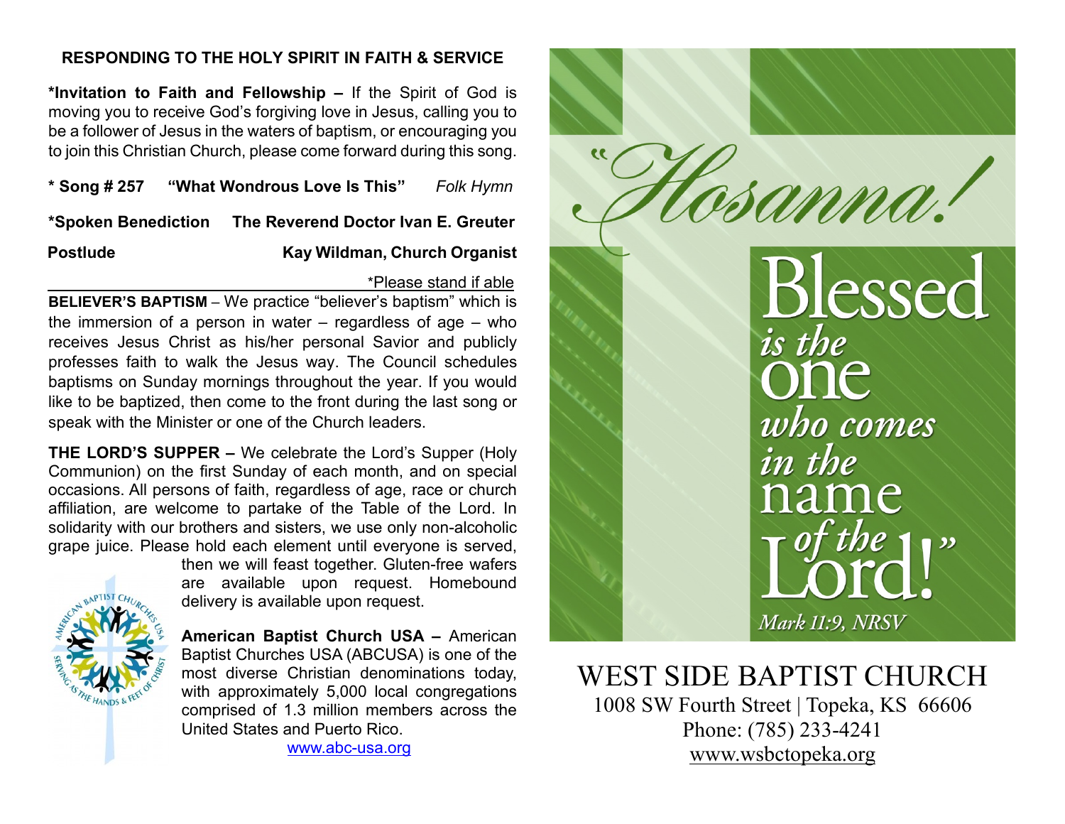## RESPONDING TO THE HOLY SPIRIT IN FAITH & SERVICE

***Invitation to Faith and Fellowship –** If the Spirit of God is moving you to receive God's forgiving love in Jesus, calling you to be a follower of Jesus in the waters of baptism, or encouraging you to join this Christian Church, please come forward during this song.

**\* Song # 257 "What Wondrous Love Is This"** *Folk Hymn*

***Spoken Benediction The Reverend Doctor Ivan E. Greuter**

**Postlude Kay Wildman, Church Organist**

*Please stand if able

**BELIEVER'S BAPTISM** – We practice "believer's baptism" which is the immersion of a person in water – regardless of age – who receives Jesus Christ as his/her personal Savior and publicly professes faith to walk the Jesus way. The Council schedules baptisms on Sunday mornings throughout the year. If you would like to be baptized, then come to the front during the last song or speak with the Minister or one of the Church leaders.

**THE LORD'S SUPPER –** We celebrate the Lord's Supper (Holy Communion) on the first Sunday of each month, and on special occasions. All persons of faith, regardless of age, race or church affiliation, are welcome to partake of the Table of the Lord. In solidarity with our brothers and sisters, we use only non-alcoholic grape juice. Please hold each element until everyone is served, then we will feast together. Gluten-free wafers are available upon request. Homebound delivery is available upon request.

AMERICAN BAPTIST CHURCHES USA — SERVING AS THE HANDS & FEET OF CHRIST

**American Baptist Church USA –** American Baptist Churches USA (ABCUSA) is one of the most diverse Christian denominations today, with approximately 5,000 local congregations comprised of 1.3 million members across the United States and Puerto Rico.

www.abc-usa.org

"*Hosanna!* Blessed *is the* one *who comes in the* name *of the* Lord!"

*Mark 11:9, NRSV*

# WEST SIDE BAPTIST CHURCH

1008 SW Fourth Street | Topeka, KS 66606

Phone: (785) 233-4241

www.wsbctopeka.org